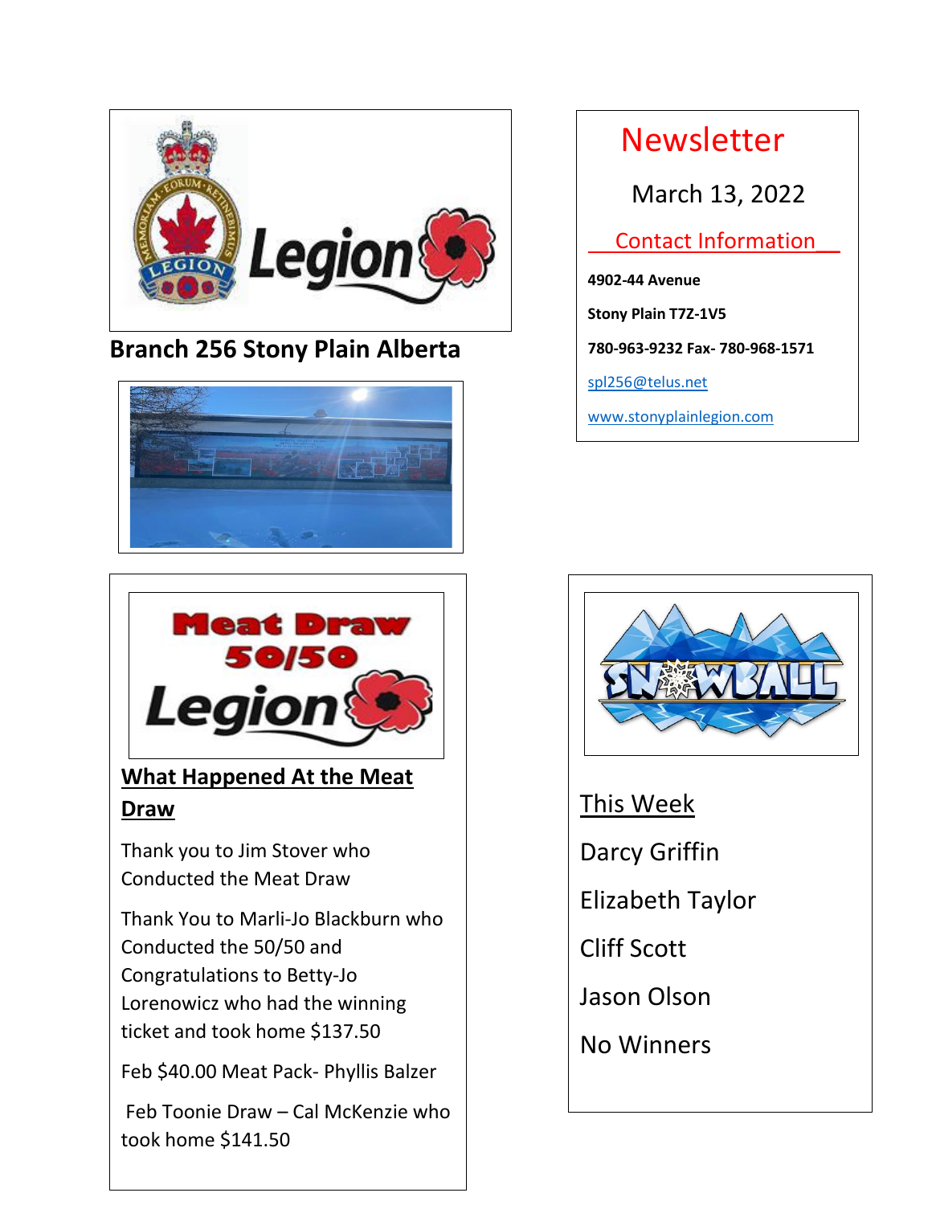**Branch 256 Stony Plain Alberta**

# Newsletter

March 13, 2022

## Contact Information

**4902-44 Avenue**

**Stony Plain T7Z-1V5**

**780-963-9232 Fax- 780-968-1571**

spl256@telus.net

www.stonyplainlegion.com

## What Happened At the Meat Draw

Thank you to Jim Stover who Conducted the Meat Draw

Thank You to Marli-Jo Blackburn who Conducted the 50/50 and Congratulations to Betty-Jo Lorenowicz who had the winning ticket and took home $137.50

Feb $40.00 Meat Pack- Phyllis Balzer

Feb Toonie Draw – Cal McKenzie who took home $141.50

## This Week

Darcy Griffin

Elizabeth Taylor

Cliff Scott

Jason Olson

No Winners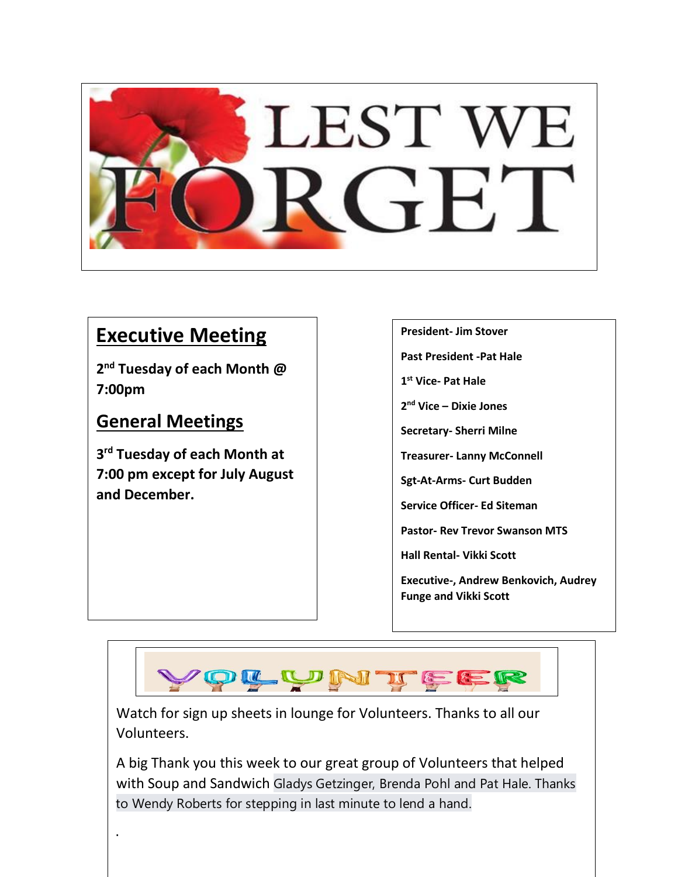# LEST WE FORGET

## Executive Meeting

**2nd Tuesday of each Month @ 7:00pm**

## General Meetings

**3rd Tuesday of each Month at 7:00 pm except for July August and December.**

**President- Jim Stover**

**Past President -Pat Hale**

**1st Vice- Pat Hale**

**2nd Vice – Dixie Jones**

**Secretary- Sherri Milne**

**Treasurer- Lanny McConnell**

**Sgt-At-Arms- Curt Budden**

**Service Officer- Ed Siteman**

**Pastor- Rev Trevor Swanson MTS**

**Hall Rental- Vikki Scott**

**Executive-, Andrew Benkovich, Audrey Funge and Vikki Scott**

## VOLUNTEER

Watch for sign up sheets in lounge for Volunteers. Thanks to all our Volunteers.

A big Thank you this week to our great group of Volunteers that helped with Soup and Sandwich Gladys Getzinger, Brenda Pohl and Pat Hale. Thanks to Wendy Roberts for stepping in last minute to lend a hand.

.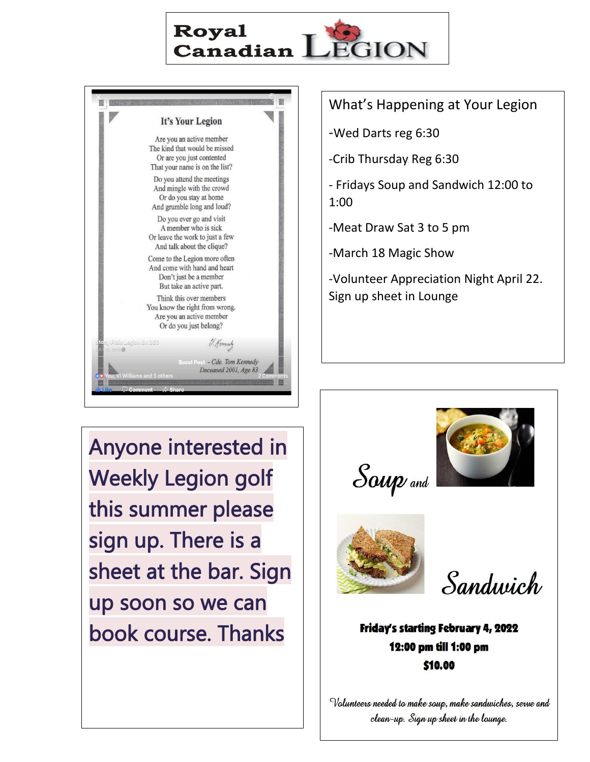# Royal Canadian Legion

## It's Your Legion

Are you an active member
The kind that would be missed
Or are you just contented
That your name is on the list?

Do you attend the meetings
And mingle with the crowd
Or do you stay at home
And grumble long and loud?

Do you ever go and visit
A member who is sick
Or leave the work to just a few
And talk about the clique?

Come to the Legion more often
And come with hand and heart
Don't just be a member
But take an active part.

Think this over members
You know the right from wrong.
Are you an active member
Or do you just belong?

\- Cde. Tom Kennedy
Deceased 2001, Age 83

## What's Happening at Your Legion

- Wed Darts reg 6:30
- Crib Thursday Reg 6:30
- Fridays Soup and Sandwich 12:00 to 1:00
- Meat Draw Sat 3 to 5 pm
- March 18 Magic Show
- Volunteer Appreciation Night April 22. Sign up sheet in Lounge

Anyone interested in Weekly Legion golf this summer please sign up. There is a sheet at the bar. Sign up soon so we can book course. Thanks

## Soup and Sandwich

**Friday's starting February 4, 2022**
**12:00 pm till 1:00 pm**
**$10.00**

*Volunteers needed to make soup, make sandwiches, serve and clean-up. Sign up sheet in the lounge.*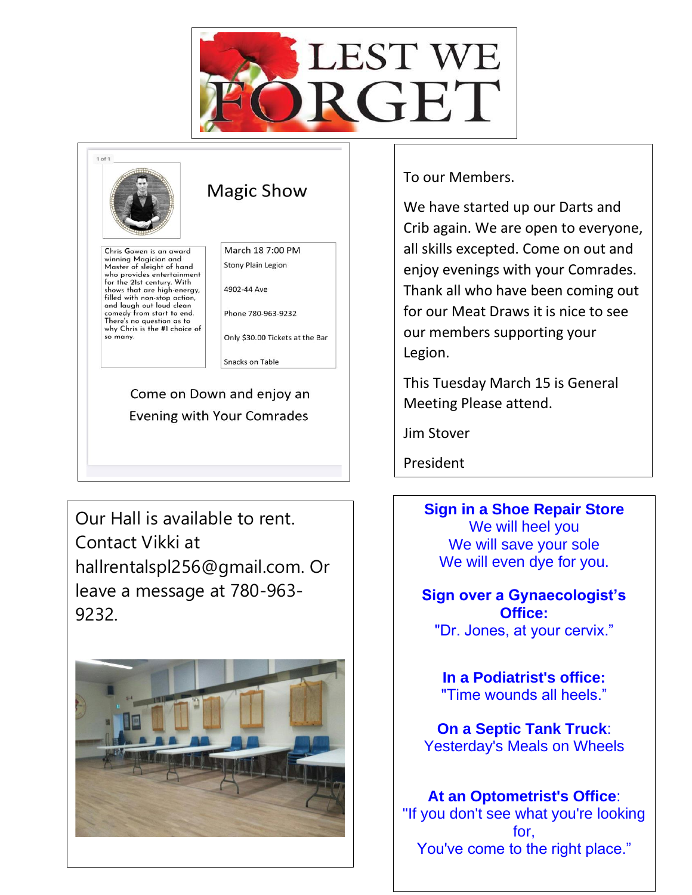# LEST WE FORGET

## Magic Show

Chris Gowen is an award winning Magician and Master of sleight of hand who provides entertainment for the 21st century. With shows that are high-energy, filled with non-stop action, and laugh out loud clean comedy from start to end. There's no question as to why Chris is the #1 choice of so many.

March 18 7:00 PM

Stony Plain Legion

4902-44 Ave

Phone 780-963-9232

Only $30.00 Tickets at the Bar

Snacks on Table

Come on Down and enjoy an Evening with Your Comrades

---

To our Members.

We have started up our Darts and Crib again. We are open to everyone, all skills excepted. Come on out and enjoy evenings with your Comrades. Thank all who have been coming out for our Meat Draws it is nice to see our members supporting your Legion.

This Tuesday March 15 is General Meeting Please attend.

Jim Stover

President

---

Our Hall is available to rent. Contact Vikki at hallrentalspl256@gmail.com. Or leave a message at 780-963-9232.

---

**Sign in a Shoe Repair Store**
We will heel you
We will save your sole
We will even dye for you.

**Sign over a Gynaecologist's Office:**
"Dr. Jones, at your cervix."

**In a Podiatrist's office:**
"Time wounds all heels."

**On a Septic Tank Truck**:
Yesterday's Meals on Wheels

**At an Optometrist's Office**:
"If you don't see what you're looking for,
You've come to the right place."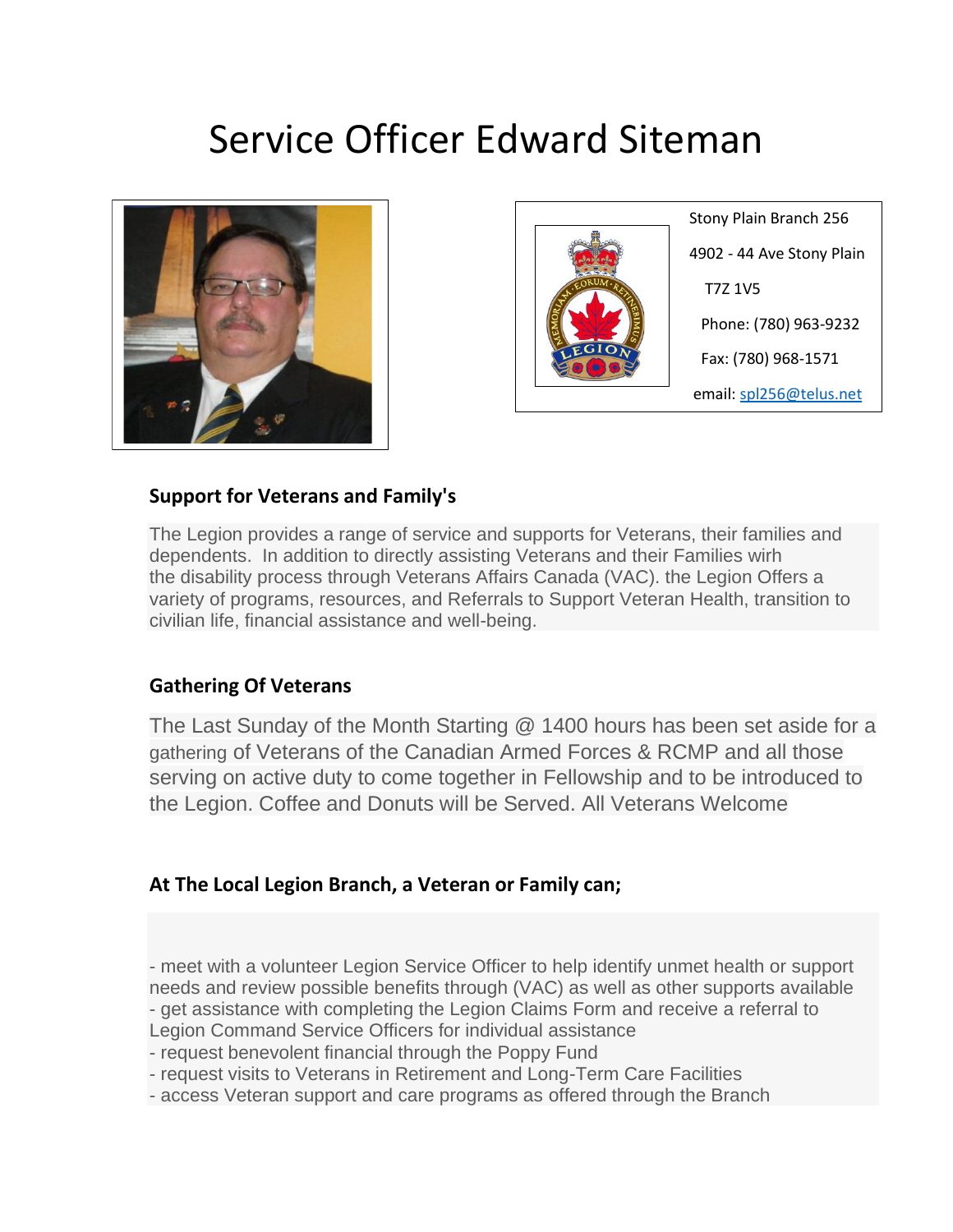# Service Officer Edward Siteman

Stony Plain Branch 256

4902 - 44 Ave Stony Plain

T7Z 1V5

Phone: (780) 963-9232

Fax: (780) 968-1571

email: spl256@telus.net

### Support for Veterans and Family's

The Legion provides a range of service and supports for Veterans, their families and dependents. In addition to directly assisting Veterans and their Families wirh the disability process through Veterans Affairs Canada (VAC). the Legion Offers a variety of programs, resources, and Referrals to Support Veteran Health, transition to civilian life, financial assistance and well-being.

### Gathering Of Veterans

The Last Sunday of the Month Starting @ 1400 hours has been set aside for a gathering of Veterans of the Canadian Armed Forces & RCMP and all those serving on active duty to come together in Fellowship and to be introduced to the Legion. Coffee and Donuts will be Served. All Veterans Welcome

### At The Local Legion Branch, a Veteran or Family can;

- meet with a volunteer Legion Service Officer to help identify unmet health or support needs and review possible benefits through (VAC) as well as other supports available
- get assistance with completing the Legion Claims Form and receive a referral to Legion Command Service Officers for individual assistance
- request benevolent financial through the Poppy Fund
- request visits to Veterans in Retirement and Long-Term Care Facilities
- access Veteran support and care programs as offered through the Branch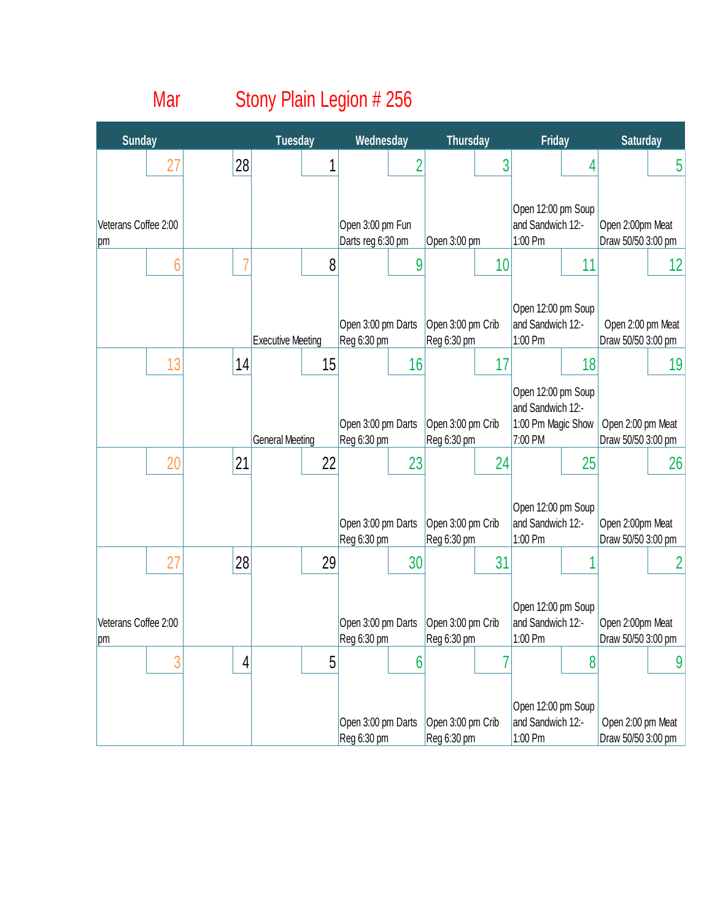# Mar Stony Plain Legion # 256

| Sunday | | Tuesday | Wednesday | Thursday | Friday | Saturday |
|---|---|---|---|---|---|---|
| 27 Veterans Coffee 2:00 pm | 28 | 1 | 2 Open 3:00 pm Fun Darts reg 6:30 pm | 3 Open 3:00 pm | 4 Open 12:00 pm Soup and Sandwich 12:- 1:00 Pm | 5 Open 2:00pm Meat Draw 50/50 3:00 pm |
| 6 | 7 | 8 Executive Meeting | 9 Open 3:00 pm Darts Reg 6:30 pm | 10 Open 3:00 pm Crib Reg 6:30 pm | 11 Open 12:00 pm Soup and Sandwich 12:- 1:00 Pm | 12 Open 2:00 pm Meat Draw 50/50 3:00 pm |
| 13 | 14 | 15 General Meeting | 16 Open 3:00 pm Darts Reg 6:30 pm | 17 Open 3:00 pm Crib Reg 6:30 pm | 18 Open 12:00 pm Soup and Sandwich 12:- 1:00 Pm Magic Show 7:00 PM | 19 Open 2:00 pm Meat Draw 50/50 3:00 pm |
| 20 | 21 | 22 | 23 Open 3:00 pm Darts Reg 6:30 pm | 24 Open 3:00 pm Crib Reg 6:30 pm | 25 Open 12:00 pm Soup and Sandwich 12:- 1:00 Pm | 26 Open 2:00pm Meat Draw 50/50 3:00 pm |
| 27 Veterans Coffee 2:00 pm | 28 | 29 | 30 Open 3:00 pm Darts Reg 6:30 pm | 31 Open 3:00 pm Crib Reg 6:30 pm | 1 Open 12:00 pm Soup and Sandwich 12:- 1:00 Pm | 2 Open 2:00pm Meat Draw 50/50 3:00 pm |
| 3 | 4 | 5 | 6 Open 3:00 pm Darts Reg 6:30 pm | 7 Open 3:00 pm Crib Reg 6:30 pm | 8 Open 12:00 pm Soup and Sandwich 12:- 1:00 Pm | 9 Open 2:00 pm Meat Draw 50/50 3:00 pm |